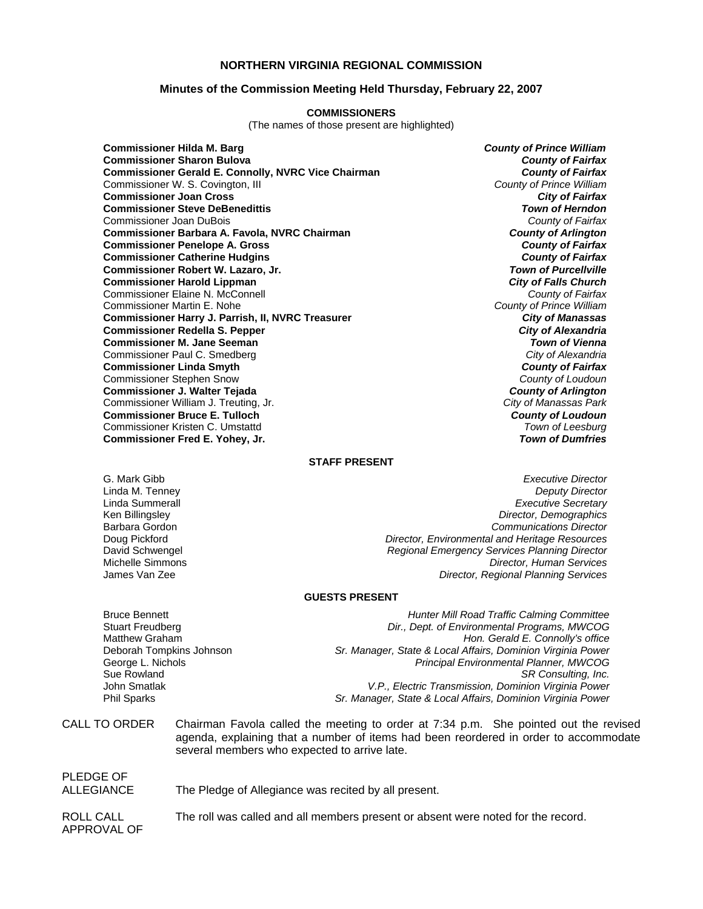# NORTHERN VIRGINIA REGIONAL COMMISSION

## Minutes of the Commission Meeting Held Thursday, February 22, 2007

### COMMISSIONERS

(The names of those present are highlighted)

| | |
|---|---|
| **Commissioner Hilda M. Barg** | ***County of Prince William*** |
| **Commissioner Sharon Bulova** | ***County of Fairfax*** |
| **Commissioner Gerald E. Connolly, NVRC Vice Chairman** | ***County of Fairfax*** |
| Commissioner W. S. Covington, III | *County of Prince William* |
| **Commissioner Joan Cross** | ***City of Fairfax*** |
| **Commissioner Steve DeBenedittis** | ***Town of Herndon*** |
| Commissioner Joan DuBois | *County of Fairfax* |
| **Commissioner Barbara A. Favola, NVRC Chairman** | ***County of Arlington*** |
| **Commissioner Penelope A. Gross** | ***County of Fairfax*** |
| **Commissioner Catherine Hudgins** | ***County of Fairfax*** |
| **Commissioner Robert W. Lazaro, Jr.** | ***Town of Purcellville*** |
| **Commissioner Harold Lippman** | ***City of Falls Church*** |
| Commissioner Elaine N. McConnell | *County of Fairfax* |
| Commissioner Martin E. Nohe | *County of Prince William* |
| **Commissioner Harry J. Parrish, II, NVRC Treasurer** | ***City of Manassas*** |
| **Commissioner Redella S. Pepper** | ***City of Alexandria*** |
| **Commissioner M. Jane Seeman** | ***Town of Vienna*** |
| Commissioner Paul C. Smedberg | *City of Alexandria* |
| **Commissioner Linda Smyth** | ***County of Fairfax*** |
| Commissioner Stephen Snow | *County of Loudoun* |
| **Commissioner J. Walter Tejada** | ***County of Arlington*** |
| Commissioner William J. Treuting, Jr. | *City of Manassas Park* |
| **Commissioner Bruce E. Tulloch** | ***County of Loudoun*** |
| Commissioner Kristen C. Umstattd | *Town of Leesburg* |
| **Commissioner Fred E. Yohey, Jr.** | ***Town of Dumfries*** |

### STAFF PRESENT

| | |
|---|---|
| G. Mark Gibb | *Executive Director* |
| Linda M. Tenney | *Deputy Director* |
| Linda Summerall | *Executive Secretary* |
| Ken Billingsley | *Director, Demographics* |
| Barbara Gordon | *Communications Director* |
| Doug Pickford | *Director, Environmental and Heritage Resources* |
| David Schwengel | *Regional Emergency Services Planning Director* |
| Michelle Simmons | *Director, Human Services* |
| James Van Zee | *Director, Regional Planning Services* |

### GUESTS PRESENT

| | |
|---|---|
| Bruce Bennett | *Hunter Mill Road Traffic Calming Committee* |
| Stuart Freudberg | *Dir., Dept. of Environmental Programs, MWCOG* |
| Matthew Graham | *Hon. Gerald E. Connolly's office* |
| Deborah Tompkins Johnson | *Sr. Manager, State & Local Affairs, Dominion Virginia Power* |
| George L. Nichols | *Principal Environmental Planner, MWCOG* |
| Sue Rowland | *SR Consulting, Inc.* |
| John Smatlak | *V.P., Electric Transmission, Dominion Virginia Power* |
| Phil Sparks | *Sr. Manager, State & Local Affairs, Dominion Virginia Power* |

CALL TO ORDER: Chairman Favola called the meeting to order at 7:34 p.m. She pointed out the revised agenda, explaining that a number of items had been reordered in order to accommodate several members who expected to arrive late.

PLEDGE OF ALLEGIANCE: The Pledge of Allegiance was recited by all present.

ROLL CALL: The roll was called and all members present or absent were noted for the record.

APPROVAL OF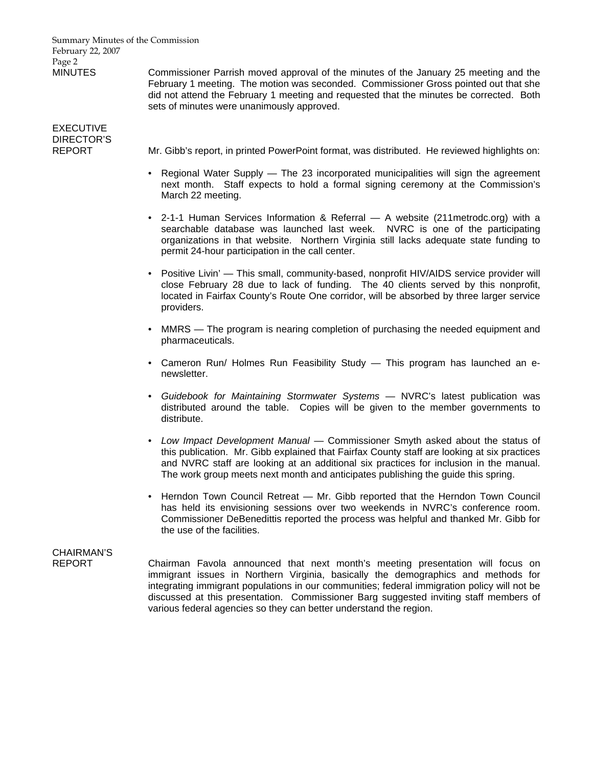## MINUTES

Commissioner Parrish moved approval of the minutes of the January 25 meeting and the February 1 meeting. The motion was seconded. Commissioner Gross pointed out that she did not attend the February 1 meeting and requested that the minutes be corrected. Both sets of minutes were unanimously approved.

## EXECUTIVE DIRECTOR'S REPORT

Mr. Gibb's report, in printed PowerPoint format, was distributed. He reviewed highlights on:

- Regional Water Supply — The 23 incorporated municipalities will sign the agreement next month. Staff expects to hold a formal signing ceremony at the Commission's March 22 meeting.
- 2-1-1 Human Services Information & Referral — A website (211metrodc.org) with a searchable database was launched last week. NVRC is one of the participating organizations in that website. Northern Virginia still lacks adequate state funding to permit 24-hour participation in the call center.
- Positive Livin' — This small, community-based, nonprofit HIV/AIDS service provider will close February 28 due to lack of funding. The 40 clients served by this nonprofit, located in Fairfax County's Route One corridor, will be absorbed by three larger service providers.
- MMRS — The program is nearing completion of purchasing the needed equipment and pharmaceuticals.
- Cameron Run/ Holmes Run Feasibility Study — This program has launched an e-newsletter.
- *Guidebook for Maintaining Stormwater Systems* — NVRC's latest publication was distributed around the table. Copies will be given to the member governments to distribute.
- *Low Impact Development Manual* — Commissioner Smyth asked about the status of this publication. Mr. Gibb explained that Fairfax County staff are looking at six practices and NVRC staff are looking at an additional six practices for inclusion in the manual. The work group meets next month and anticipates publishing the guide this spring.
- Herndon Town Council Retreat — Mr. Gibb reported that the Herndon Town Council has held its envisioning sessions over two weekends in NVRC's conference room. Commissioner DeBenedittis reported the process was helpful and thanked Mr. Gibb for the use of the facilities.

## CHAIRMAN'S REPORT

Chairman Favola announced that next month's meeting presentation will focus on immigrant issues in Northern Virginia, basically the demographics and methods for integrating immigrant populations in our communities; federal immigration policy will not be discussed at this presentation. Commissioner Barg suggested inviting staff members of various federal agencies so they can better understand the region.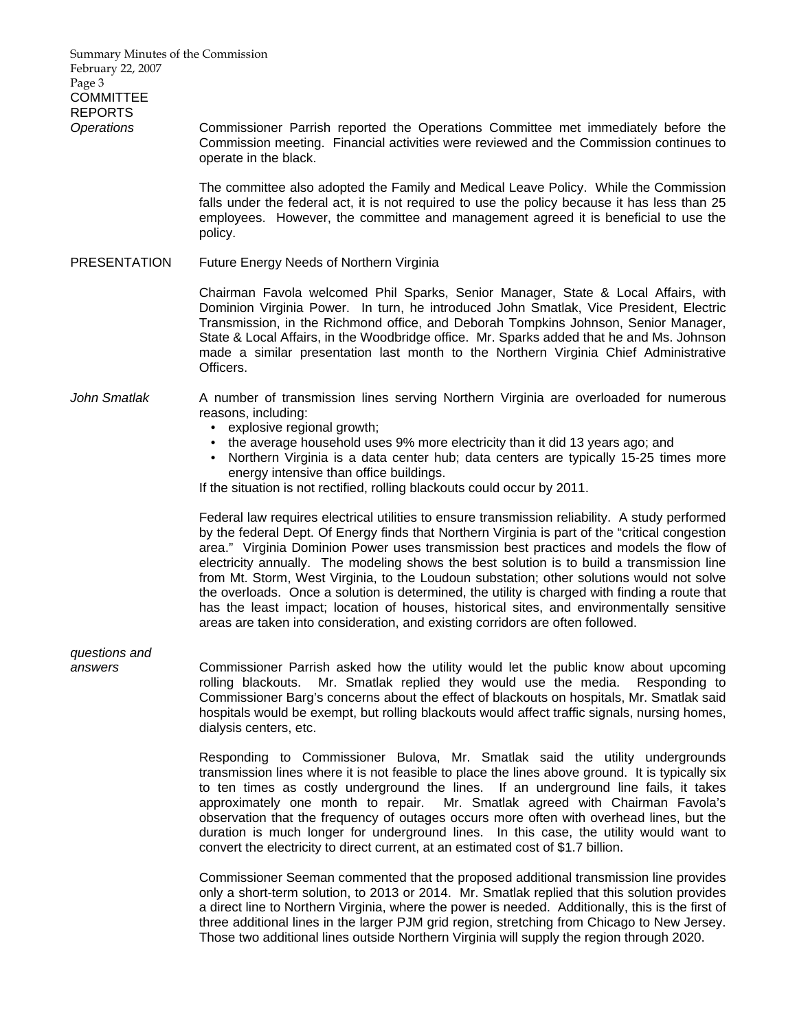## COMMITTEE REPORTS

*Operations*

Commissioner Parrish reported the Operations Committee met immediately before the Commission meeting. Financial activities were reviewed and the Commission continues to operate in the black.

The committee also adopted the Family and Medical Leave Policy. While the Commission falls under the federal act, it is not required to use the policy because it has less than 25 employees. However, the committee and management agreed it is beneficial to use the policy.

## PRESENTATION

Future Energy Needs of Northern Virginia

Chairman Favola welcomed Phil Sparks, Senior Manager, State & Local Affairs, with Dominion Virginia Power. In turn, he introduced John Smatlak, Vice President, Electric Transmission, in the Richmond office, and Deborah Tompkins Johnson, Senior Manager, State & Local Affairs, in the Woodbridge office. Mr. Sparks added that he and Ms. Johnson made a similar presentation last month to the Northern Virginia Chief Administrative Officers.

*John Smatlak*

A number of transmission lines serving Northern Virginia are overloaded for numerous reasons, including:

- explosive regional growth;
- the average household uses 9% more electricity than it did 13 years ago; and
- Northern Virginia is a data center hub; data centers are typically 15-25 times more energy intensive than office buildings.

If the situation is not rectified, rolling blackouts could occur by 2011.

Federal law requires electrical utilities to ensure transmission reliability. A study performed by the federal Dept. Of Energy finds that Northern Virginia is part of the "critical congestion area." Virginia Dominion Power uses transmission best practices and models the flow of electricity annually. The modeling shows the best solution is to build a transmission line from Mt. Storm, West Virginia, to the Loudoun substation; other solutions would not solve the overloads. Once a solution is determined, the utility is charged with finding a route that has the least impact; location of houses, historical sites, and environmentally sensitive areas are taken into consideration, and existing corridors are often followed.

*questions and answers*

Commissioner Parrish asked how the utility would let the public know about upcoming rolling blackouts. Mr. Smatlak replied they would use the media. Responding to Commissioner Barg's concerns about the effect of blackouts on hospitals, Mr. Smatlak said hospitals would be exempt, but rolling blackouts would affect traffic signals, nursing homes, dialysis centers, etc.

Responding to Commissioner Bulova, Mr. Smatlak said the utility undergrounds transmission lines where it is not feasible to place the lines above ground. It is typically six to ten times as costly underground the lines. If an underground line fails, it takes approximately one month to repair. Mr. Smatlak agreed with Chairman Favola's observation that the frequency of outages occurs more often with overhead lines, but the duration is much longer for underground lines. In this case, the utility would want to convert the electricity to direct current, at an estimated cost of $1.7 billion.

Commissioner Seeman commented that the proposed additional transmission line provides only a short-term solution, to 2013 or 2014. Mr. Smatlak replied that this solution provides a direct line to Northern Virginia, where the power is needed. Additionally, this is the first of three additional lines in the larger PJM grid region, stretching from Chicago to New Jersey. Those two additional lines outside Northern Virginia will supply the region through 2020.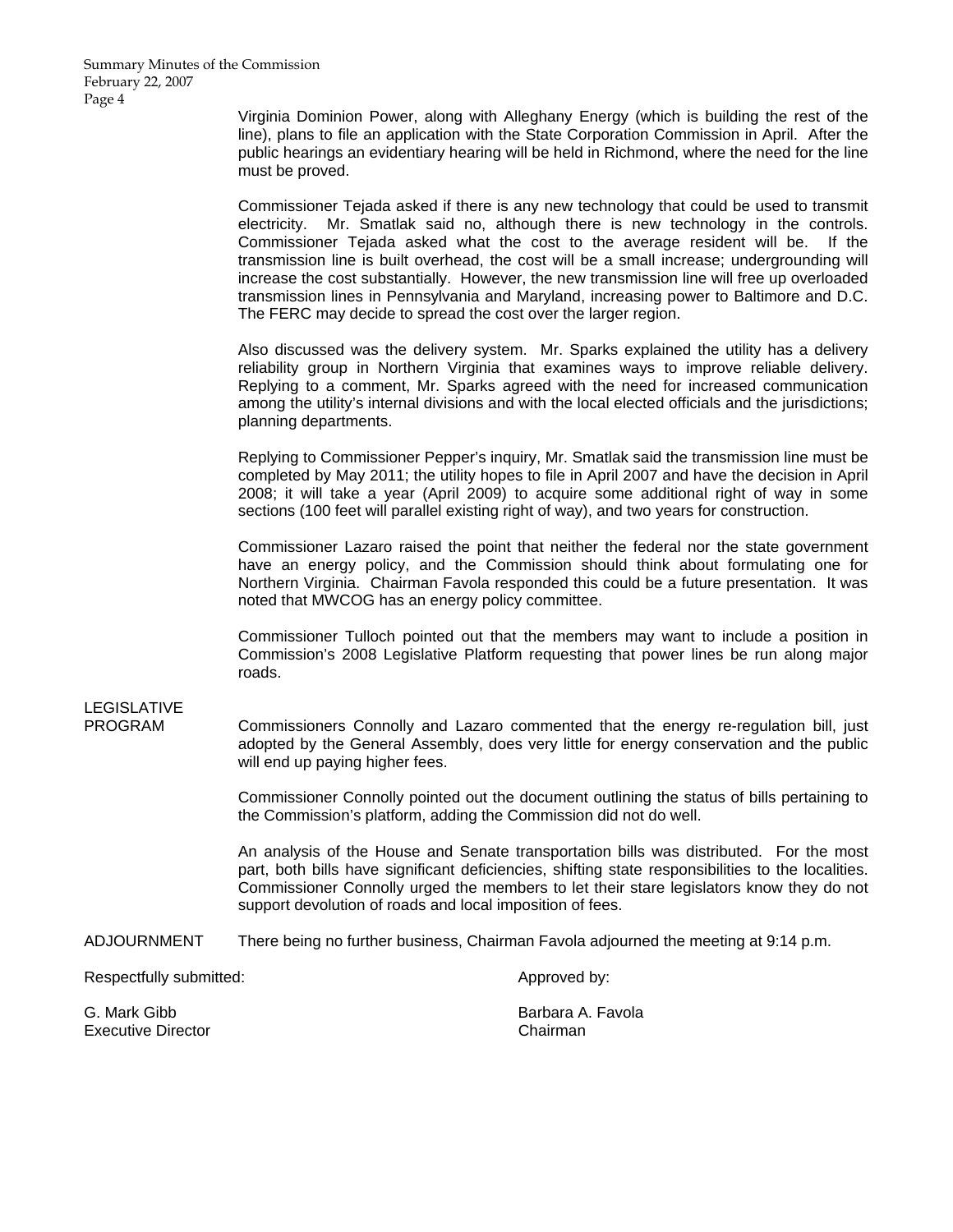Virginia Dominion Power, along with Alleghany Energy (which is building the rest of the line), plans to file an application with the State Corporation Commission in April. After the public hearings an evidentiary hearing will be held in Richmond, where the need for the line must be proved.

Commissioner Tejada asked if there is any new technology that could be used to transmit electricity. Mr. Smatlak said no, although there is new technology in the controls. Commissioner Tejada asked what the cost to the average resident will be. If the transmission line is built overhead, the cost will be a small increase; undergrounding will increase the cost substantially. However, the new transmission line will free up overloaded transmission lines in Pennsylvania and Maryland, increasing power to Baltimore and D.C. The FERC may decide to spread the cost over the larger region.

Also discussed was the delivery system. Mr. Sparks explained the utility has a delivery reliability group in Northern Virginia that examines ways to improve reliable delivery. Replying to a comment, Mr. Sparks agreed with the need for increased communication among the utility's internal divisions and with the local elected officials and the jurisdictions; planning departments.

Replying to Commissioner Pepper's inquiry, Mr. Smatlak said the transmission line must be completed by May 2011; the utility hopes to file in April 2007 and have the decision in April 2008; it will take a year (April 2009) to acquire some additional right of way in some sections (100 feet will parallel existing right of way), and two years for construction.

Commissioner Lazaro raised the point that neither the federal nor the state government have an energy policy, and the Commission should think about formulating one for Northern Virginia. Chairman Favola responded this could be a future presentation. It was noted that MWCOG has an energy policy committee.

Commissioner Tulloch pointed out that the members may want to include a position in Commission's 2008 Legislative Platform requesting that power lines be run along major roads.

**LEGISLATIVE PROGRAM**

Commissioners Connolly and Lazaro commented that the energy re-regulation bill, just adopted by the General Assembly, does very little for energy conservation and the public will end up paying higher fees.

Commissioner Connolly pointed out the document outlining the status of bills pertaining to the Commission's platform, adding the Commission did not do well.

An analysis of the House and Senate transportation bills was distributed. For the most part, both bills have significant deficiencies, shifting state responsibilities to the localities. Commissioner Connolly urged the members to let their stare legislators know they do not support devolution of roads and local imposition of fees.

**ADJOURNMENT**

There being no further business, Chairman Favola adjourned the meeting at 9:14 p.m.

| | |
|---|---|
| Respectfully submitted: | Approved by: |
| G. Mark Gibb<br>Executive Director | Barbara A. Favola<br>Chairman |